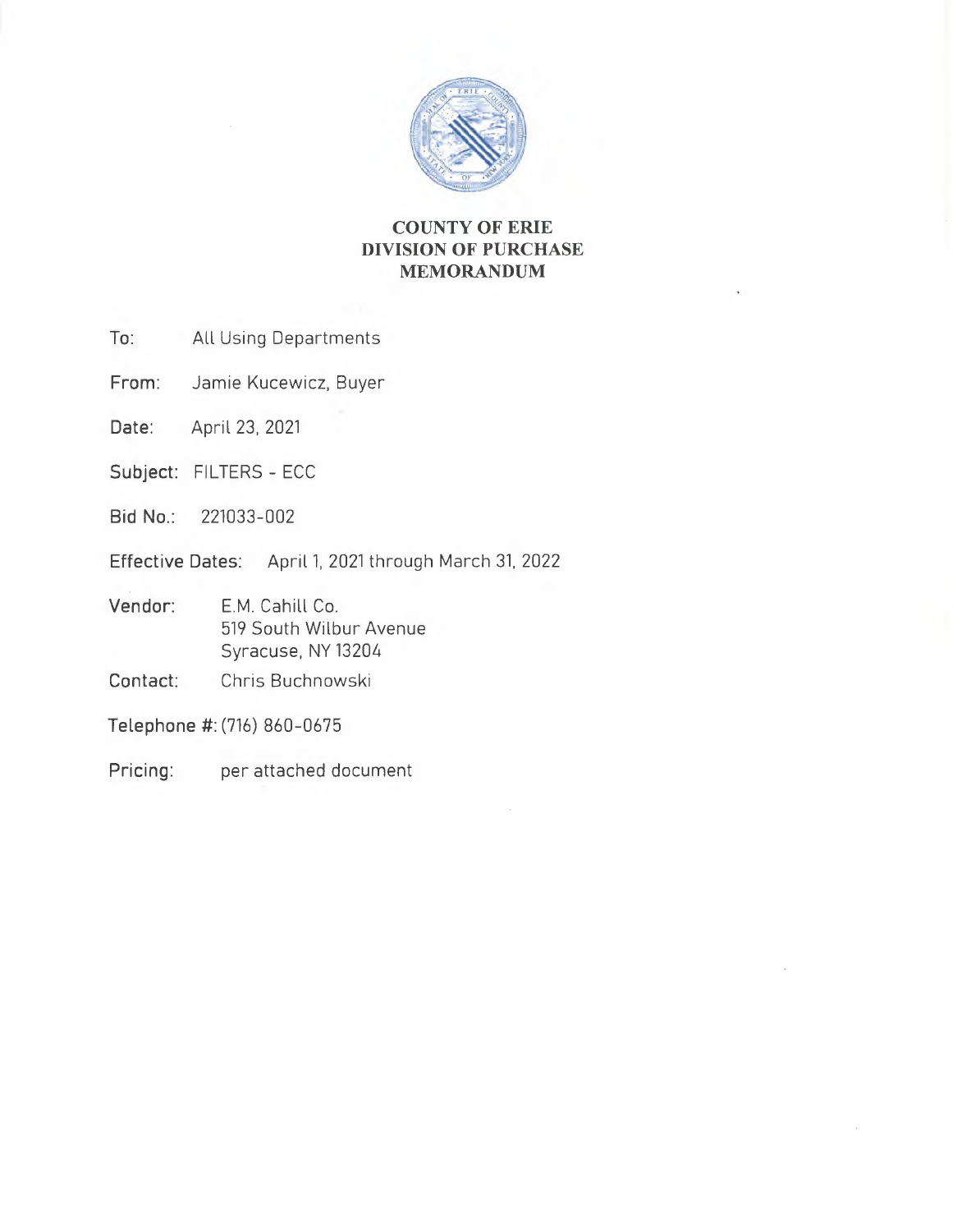# COUNTY OF ERIE
# DIVISION OF PURCHASE
# MEMORANDUM

**To:** All Using Departments

**From:** Jamie Kucewicz, Buyer

**Date:** April 23, 2021

**Subject:** FILTERS - ECC

**Bid No.:** 221033-002

**Effective Dates:** April 1, 2021 through March 31, 2022

**Vendor:** E.M. Cahill Co.
519 South Wilbur Avenue
Syracuse, NY 13204

**Contact:** Chris Buchnowski

**Telephone #:** (716) 860-0675

**Pricing:** per attached document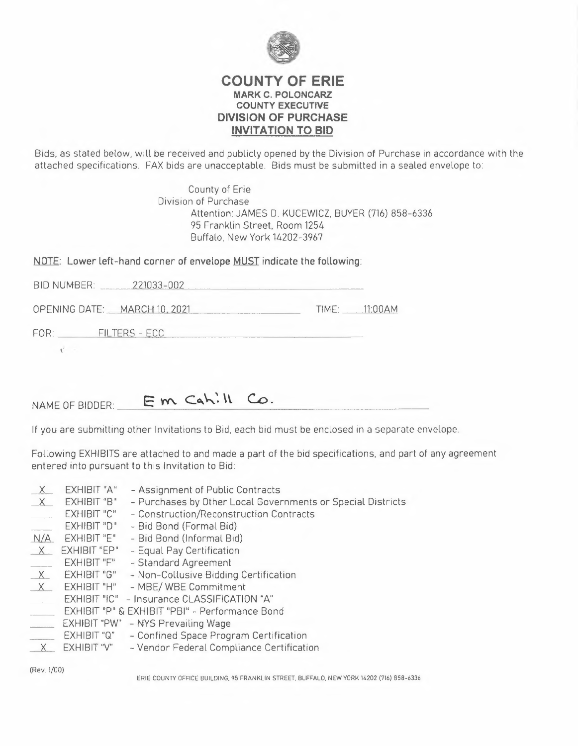# COUNTY OF ERIE

**MARK C. POLONCARZ**
**COUNTY EXECUTIVE**
**DIVISION OF PURCHASE**
**INVITATION TO BID**

Bids, as stated below, will be received and publicly opened by the Division of Purchase in accordance with the attached specifications. FAX bids are unacceptable. Bids must be submitted in a sealed envelope to:

County of Erie
Division of Purchase
Attention: JAMES D. KUCEWICZ, BUYER (716) 858-6336
95 Franklin Street, Room 1254
Buffalo, New York 14202-3967

**NOTE: Lower left-hand corner of envelope MUST indicate the following:**

BID NUMBER: 221033-002

OPENING DATE: MARCH 10, 2021 TIME: 11:00AM

FOR: FILTERS - ECC

NAME OF BIDDER: E m Cahill Co.

If you are submitting other Invitations to Bid, each bid must be enclosed in a separate envelope.

Following EXHIBITS are attached to and made a part of the bid specifications, and part of any agreement entered into pursuant to this Invitation to Bid:

| | | |
|---|---|---|
| X | EXHIBIT "A" | - Assignment of Public Contracts |
| X | EXHIBIT "B" | - Purchases by Other Local Governments or Special Districts |
| | EXHIBIT "C" | - Construction/Reconstruction Contracts |
| | EXHIBIT "D" | - Bid Bond (Formal Bid) |
| N/A | EXHIBIT "E" | - Bid Bond (Informal Bid) |
| X | EXHIBIT "EP" | - Equal Pay Certification |
| | EXHIBIT "F" | - Standard Agreement |
| X | EXHIBIT "G" | - Non-Collusive Bidding Certification |
| X | EXHIBIT "H" | - MBE/ WBE Commitment |
| | EXHIBIT "IC" | - Insurance CLASSIFICATION "A" |
| | EXHIBIT "P" & EXHIBIT "PBI" | - Performance Bond |
| | EXHIBIT "PW" | - NYS Prevailing Wage |
| | EXHIBIT "Q" | - Confined Space Program Certification |
| X | EXHIBIT "V" | - Vendor Federal Compliance Certification |

(Rev. 1/00)

ERIE COUNTY OFFICE BUILDING, 95 FRANKLIN STREET, BUFFALO, NEW YORK 14202 (716) 858-6336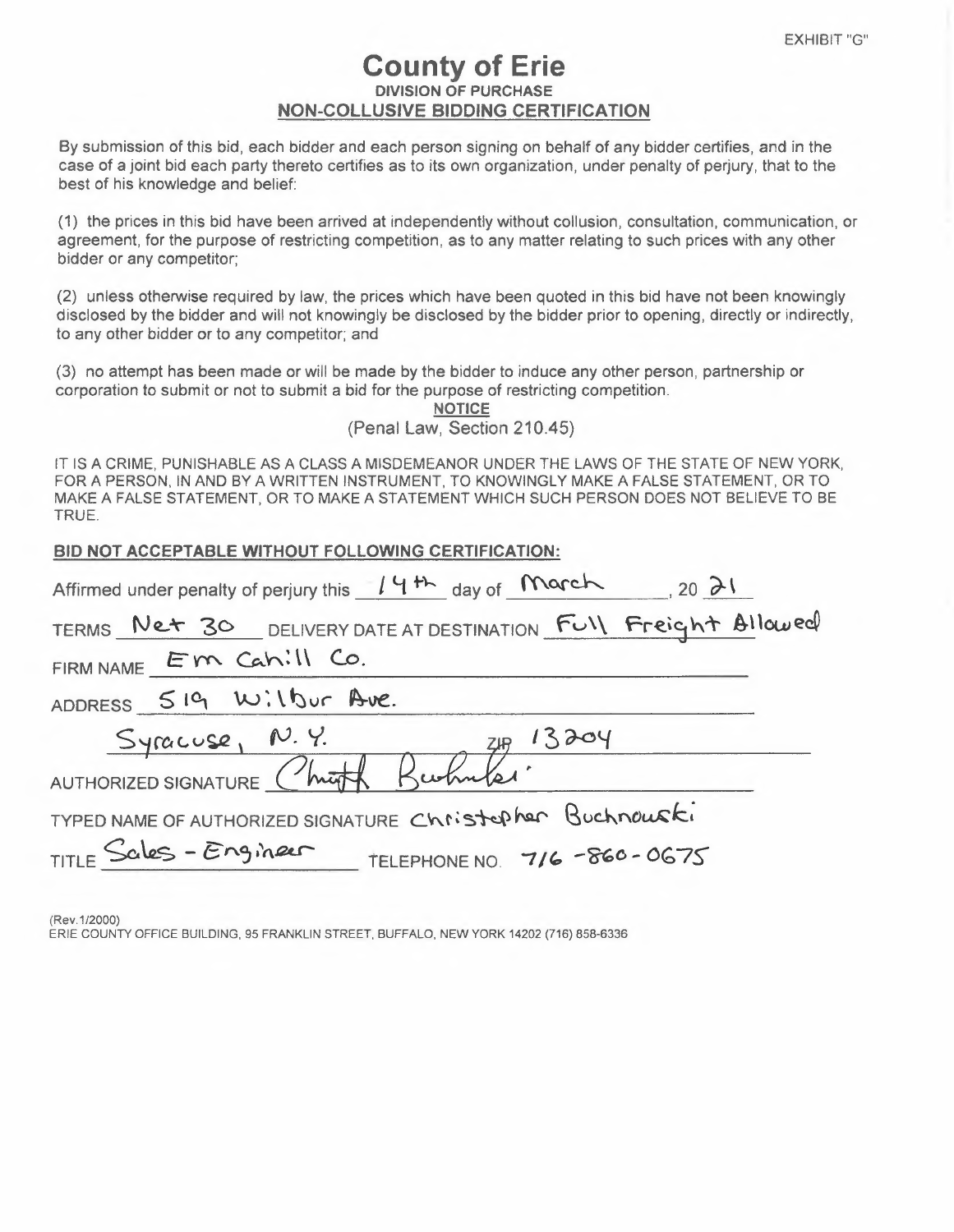EXHIBIT "G"

# County of Erie

**DIVISION OF PURCHASE**

**NON-COLLUSIVE BIDDING CERTIFICATION**

By submission of this bid, each bidder and each person signing on behalf of any bidder certifies, and in the case of a joint bid each party thereto certifies as to its own organization, under penalty of perjury, that to the best of his knowledge and belief:

(1) the prices in this bid have been arrived at independently without collusion, consultation, communication, or agreement, for the purpose of restricting competition, as to any matter relating to such prices with any other bidder or any competitor;

(2) unless otherwise required by law, the prices which have been quoted in this bid have not been knowingly disclosed by the bidder and will not knowingly be disclosed by the bidder prior to opening, directly or indirectly, to any other bidder or to any competitor; and

(3) no attempt has been made or will be made by the bidder to induce any other person, partnership or corporation to submit or not to submit a bid for the purpose of restricting competition.

**NOTICE**

(Penal Law, Section 210.45)

IT IS A CRIME, PUNISHABLE AS A CLASS A MISDEMEANOR UNDER THE LAWS OF THE STATE OF NEW YORK, FOR A PERSON, IN AND BY A WRITTEN INSTRUMENT, TO KNOWINGLY MAKE A FALSE STATEMENT, OR TO MAKE A FALSE STATEMENT, OR TO MAKE A STATEMENT WHICH SUCH PERSON DOES NOT BELIEVE TO BE TRUE.

**BID NOT ACCEPTABLE WITHOUT FOLLOWING CERTIFICATION:**

Affirmed under penalty of perjury this 14th day of March, 2021

TERMS Net 30 DELIVERY DATE AT DESTINATION Full Freight Allowed

FIRM NAME Em Cahill Co.

ADDRESS 519 Wilbur Ave.

Syracuse, N.Y. ZIP 13204

AUTHORIZED SIGNATURE Christoph Buchnowski

TYPED NAME OF AUTHORIZED SIGNATURE Christopher Buchnowski

TITLE Sales - Engineer TELEPHONE NO. 716-860-0675

(Rev.1/2000)

ERIE COUNTY OFFICE BUILDING, 95 FRANKLIN STREET, BUFFALO, NEW YORK 14202 (716) 858-6336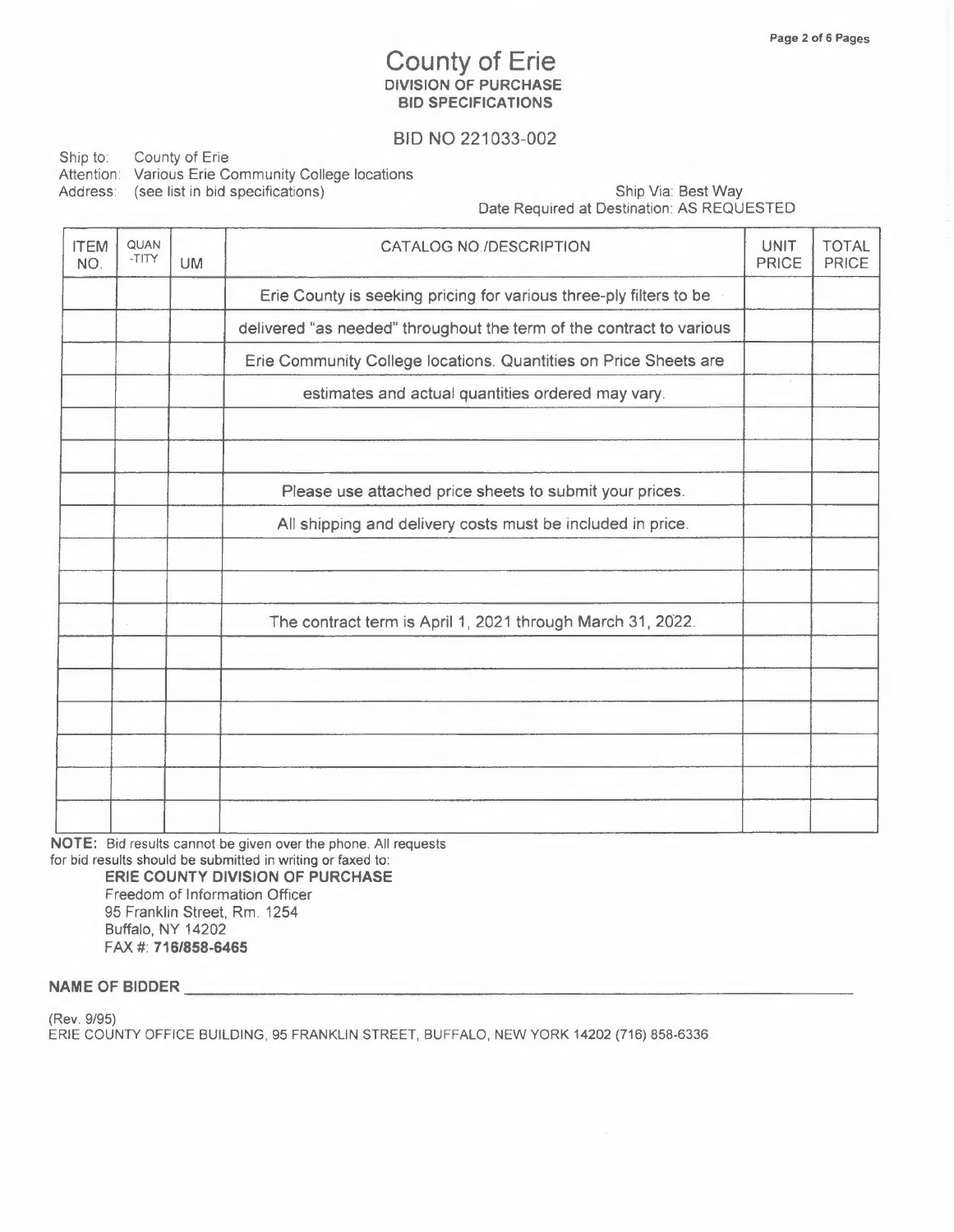# County of Erie

**DIVISION OF PURCHASE**
**BID SPECIFICATIONS**

BID NO 221033-002

Ship to: County of Erie
Attention: Various Erie Community College locations
Address: (see list in bid specifications)

Ship Via: Best Way
Date Required at Destination: AS REQUESTED

| ITEM NO. | QUAN-TITY | UM | CATALOG NO./DESCRIPTION | UNIT PRICE | TOTAL PRICE |
|---|---|---|---|---|---|
| | | | Erie County is seeking pricing for various three-ply filters to be | | |
| | | | delivered "as needed" throughout the term of the contract to various | | |
| | | | Erie Community College locations. Quantities on Price Sheets are | | |
| | | | estimates and actual quantities ordered may vary. | | |
| | | | | | |
| | | | | | |
| | | | Please use attached price sheets to submit your prices. | | |
| | | | All shipping and delivery costs must be included in price. | | |
| | | | | | |
| | | | | | |
| | | | The contract term is April 1, 2021 through March 31, 2022. | | |
| | | | | | |
| | | | | | |
| | | | | | |
| | | | | | |
| | | | | | |
| | | | | | |

**NOTE:** Bid results cannot be given over the phone. All requests for bid results should be submitted in writing or faxed to:

**ERIE COUNTY DIVISION OF PURCHASE**
Freedom of Information Officer
95 Franklin Street, Rm. 1254
Buffalo, NY 14202
FAX #: **716/858-6465**

**NAME OF BIDDER** ______________________________

(Rev. 9/95)
ERIE COUNTY OFFICE BUILDING, 95 FRANKLIN STREET, BUFFALO, NEW YORK 14202 (716) 858-6336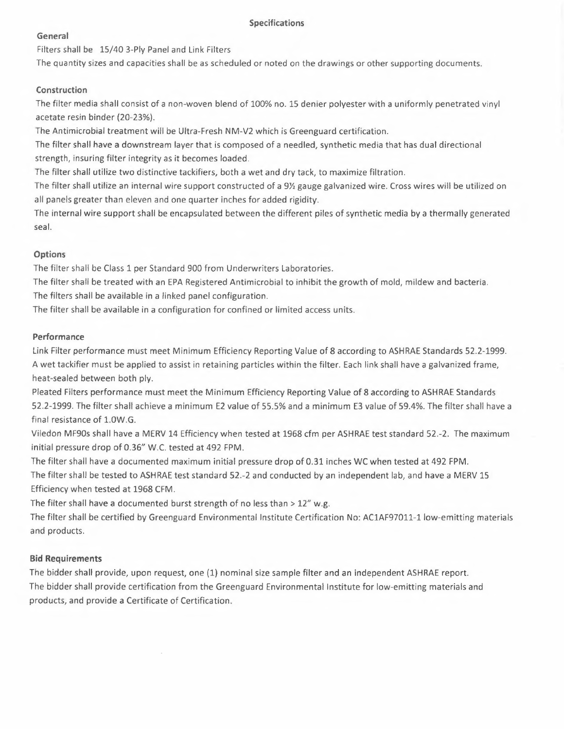## Specifications

### General

Filters shall be 15/40 3-Ply Panel and Link Filters

The quantity sizes and capacities shall be as scheduled or noted on the drawings or other supporting documents.

### Construction

The filter media shall consist of a non-woven blend of 100% no. 15 denier polyester with a uniformly penetrated vinyl acetate resin binder (20-23%).

The Antimicrobial treatment will be Ultra-Fresh NM-V2 which is Greenguard certification.

The filter shall have a downstream layer that is composed of a needled, synthetic media that has dual directional strength, insuring filter integrity as it becomes loaded.

The filter shall utilize two distinctive tackifiers, both a wet and dry tack, to maximize filtration.

The filter shall utilize an internal wire support constructed of a 9½ gauge galvanized wire. Cross wires will be utilized on all panels greater than eleven and one quarter inches for added rigidity.

The internal wire support shall be encapsulated between the different piles of synthetic media by a thermally generated seal.

### Options

The filter shall be Class 1 per Standard 900 from Underwriters Laboratories.

The filter shall be treated with an EPA Registered Antimicrobial to inhibit the growth of mold, mildew and bacteria.

The filters shall be available in a linked panel configuration.

The filter shall be available in a configuration for confined or limited access units.

### Performance

Link Filter performance must meet Minimum Efficiency Reporting Value of 8 according to ASHRAE Standards 52.2-1999. A wet tackifier must be applied to assist in retaining particles within the filter. Each link shall have a galvanized frame, heat-sealed between both ply.

Pleated Filters performance must meet the Minimum Efficiency Reporting Value of 8 according to ASHRAE Standards 52.2-1999. The filter shall achieve a minimum E2 value of 55.5% and a minimum E3 value of 59.4%. The filter shall have a final resistance of 1.0W.G.

Viledon MF90s shall have a MERV 14 Efficiency when tested at 1968 cfm per ASHRAE test standard 52.-2. The maximum initial pressure drop of 0.36" W.C. tested at 492 FPM.

The filter shall have a documented maximum initial pressure drop of 0.31 inches WC when tested at 492 FPM.

The filter shall be tested to ASHRAE test standard 52.-2 and conducted by an independent lab, and have a MERV 15 Efficiency when tested at 1968 CFM.

The filter shall have a documented burst strength of no less than > 12" w.g.

The filter shall be certified by Greenguard Environmental Institute Certification No: AC1AF97011-1 low-emitting materials and products.

### Bid Requirements

The bidder shall provide, upon request, one (1) nominal size sample filter and an independent ASHRAE report.

The bidder shall provide certification from the Greenguard Environmental Institute for low-emitting materials and products, and provide a Certificate of Certification.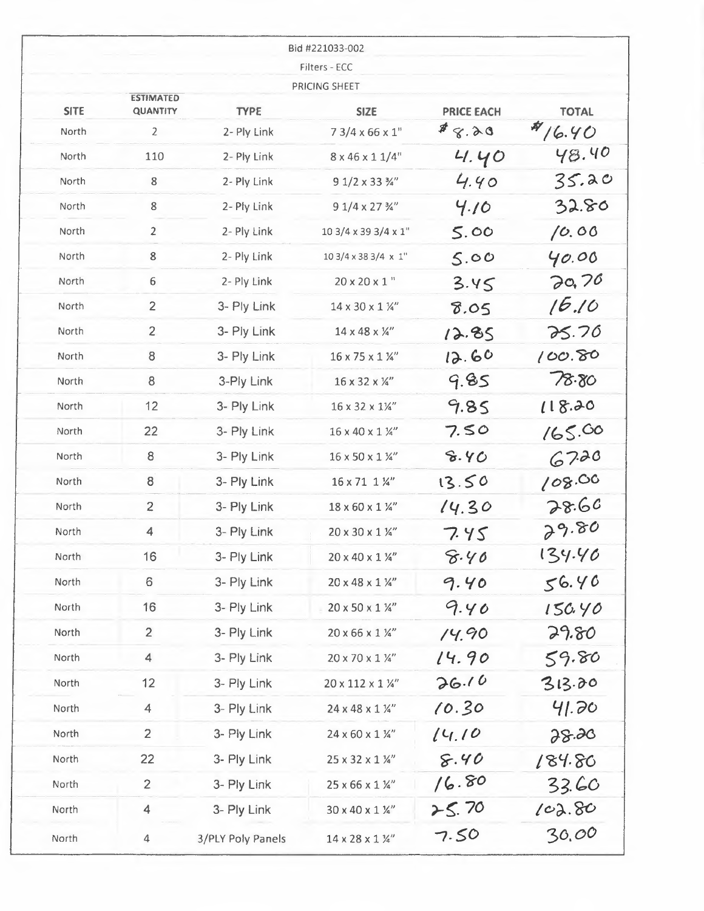Bid #221033-002

Filters - ECC

PRICING SHEET

| SITE | ESTIMATED QUANTITY | TYPE | SIZE | PRICE EACH | TOTAL |
|---|---|---|---|---|---|
| North | 2 | 2- Ply Link | 7 3/4 x 66 x 1" | $8.20 | $16.40 |
| North | 110 | 2- Ply Link | 8 x 46 x 1 1/4" | 4.40 | 48.40 |
| North | 8 | 2- Ply Link | 9 1/2 x 33 ¾" | 4.40 | 35.20 |
| North | 8 | 2- Ply Link | 9 1/4 x 27 ¾" | 4.10 | 32.80 |
| North | 2 | 2- Ply Link | 10 3/4 x 39 3/4 x 1" | 5.00 | 10.00 |
| North | 8 | 2- Ply Link | 10 3/4 x 38 3/4 x 1" | 5.00 | 40.00 |
| North | 6 | 2- Ply Link | 20 x 20 x 1 " | 3.45 | 20.70 |
| North | 2 | 3- Ply Link | 14 x 30 x 1 ¼" | 8.05 | 16.10 |
| North | 2 | 3- Ply Link | 14 x 48 x ¼" | 12.85 | 25.70 |
| North | 8 | 3- Ply Link | 16 x 75 x 1 ¼" | 12.60 | 100.80 |
| North | 8 | 3-Ply Link | 16 x 32 x ¼" | 9.85 | 78.80 |
| North | 12 | 3- Ply Link | 16 x 32 x 1¼" | 9.85 | 118.20 |
| North | 22 | 3- Ply Link | 16 x 40 x 1 ¼" | 7.50 | 165.00 |
| North | 8 | 3- Ply Link | 16 x 50 x 1 ¼" | 8.40 | 67.20 |
| North | 8 | 3- Ply Link | 16 x 71 1 ¼" | 13.50 | 108.00 |
| North | 2 | 3- Ply Link | 18 x 60 x 1 ¼" | 14.30 | 28.60 |
| North | 4 | 3- Ply Link | 20 x 30 x 1 ¼" | 7.45 | 29.80 |
| North | 16 | 3- Ply Link | 20 x 40 x 1 ¼" | 8.40 | 134.40 |
| North | 6 | 3- Ply Link | 20 x 48 x 1 ¼" | 9.40 | 56.40 |
| North | 16 | 3- Ply Link | 20 x 50 x 1 ¼" | 9.40 | 150.40 |
| North | 2 | 3- Ply Link | 20 x 66 x 1 ¼" | 14.90 | 29.80 |
| North | 4 | 3- Ply Link | 20 x 70 x 1 ¼" | 14.90 | 59.80 |
| North | 12 | 3- Ply Link | 20 x 112 x 1 ¼" | 26.10 | 313.20 |
| North | 4 | 3- Ply Link | 24 x 48 x 1 ¼" | 10.30 | 41.20 |
| North | 2 | 3- Ply Link | 24 x 60 x 1 ¼" | 14.10 | 28.20 |
| North | 22 | 3- Ply Link | 25 x 32 x 1 ¼" | 8.40 | 184.80 |
| North | 2 | 3- Ply Link | 25 x 66 x 1 ¼" | 16.80 | 33.60 |
| North | 4 | 3- Ply Link | 30 x 40 x 1 ¼" | 25.70 | 102.80 |
| North | 4 | 3/PLY Poly Panels | 14 x 28 x 1 ¼" | 7.50 | 30.00 |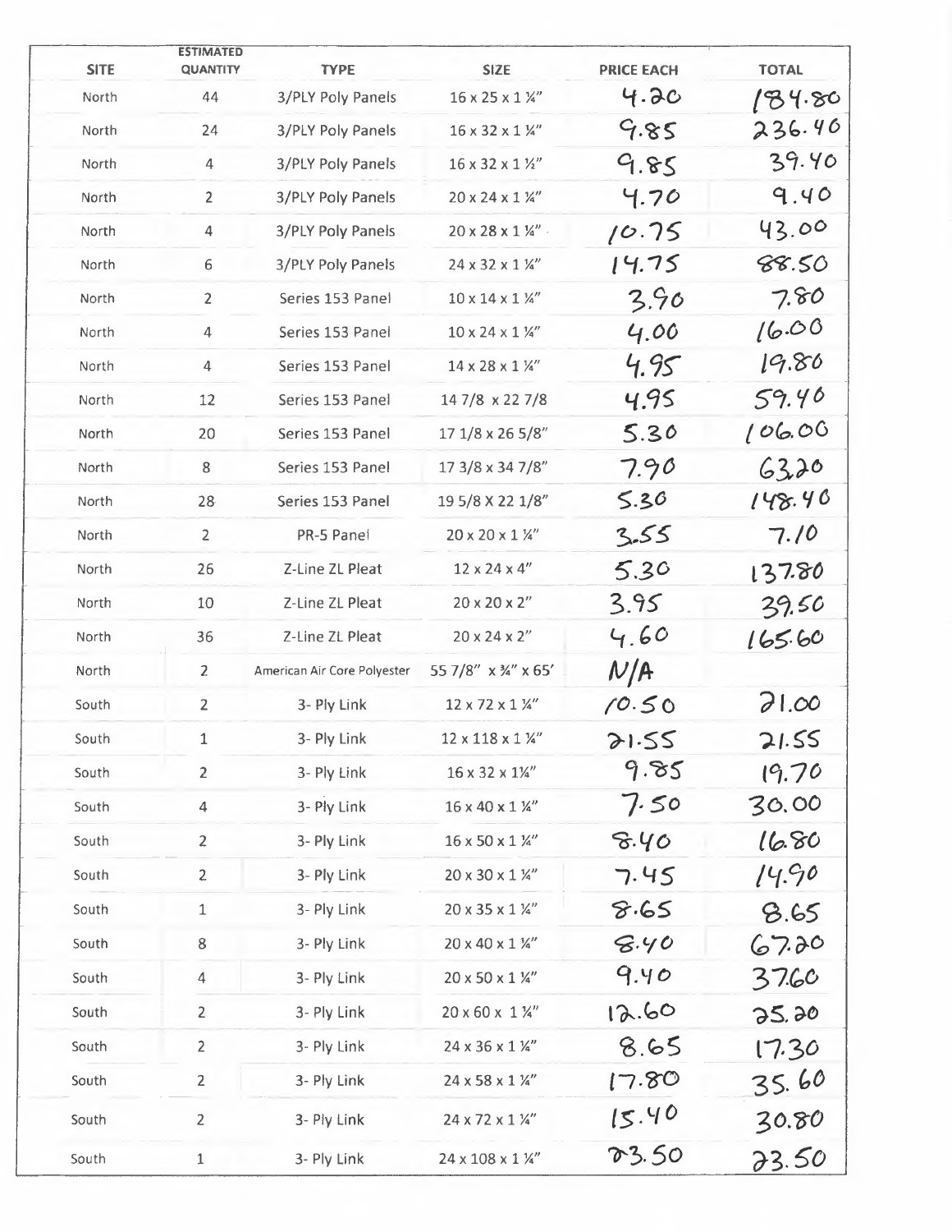| SITE | ESTIMATED QUANTITY | TYPE | SIZE | PRICE EACH | TOTAL |
|---|---|---|---|---|---|
| North | 44 | 3/PLY Poly Panels | 16 x 25 x 1 ¼" | 4.20 | 184.80 |
| North | 24 | 3/PLY Poly Panels | 16 x 32 x 1 ¼" | 9.85 | 236.40 |
| North | 4 | 3/PLY Poly Panels | 16 x 32 x 1 ½" | 9.85 | 39.40 |
| North | 2 | 3/PLY Poly Panels | 20 x 24 x 1 ¼" | 4.70 | 9.40 |
| North | 4 | 3/PLY Poly Panels | 20 x 28 x 1 ¼" | 10.75 | 43.00 |
| North | 6 | 3/PLY Poly Panels | 24 x 32 x 1 ¼" | 14.75 | 88.50 |
| North | 2 | Series 153 Panel | 10 x 14 x 1 ¼" | 3.90 | 7.80 |
| North | 4 | Series 153 Panel | 10 x 24 x 1 ¼" | 4.00 | 16.00 |
| North | 4 | Series 153 Panel | 14 x 28 x 1 ¼" | 4.95 | 19.80 |
| North | 12 | Series 153 Panel | 14 7/8 x 22 7/8 | 4.95 | 59.40 |
| North | 20 | Series 153 Panel | 17 1/8 x 26 5/8" | 5.30 | 106.00 |
| North | 8 | Series 153 Panel | 17 3/8 x 34 7/8" | 7.90 | 63.20 |
| North | 28 | Series 153 Panel | 19 5/8 X 22 1/8" | 5.30 | 148.40 |
| North | 2 | PR-5 Panel | 20 x 20 x 1 ¼" | 3.55 | 7.10 |
| North | 26 | Z-Line ZL Pleat | 12 x 24 x 4" | 5.30 | 137.80 |
| North | 10 | Z-Line ZL Pleat | 20 x 20 x 2" | 3.95 | 39.50 |
| North | 36 | Z-Line ZL Pleat | 20 x 24 x 2" | 4.60 | 165.60 |
| North | 2 | American Air Core Polyester | 55 7/8" x ¾" x 65' | N/A | |
| South | 2 | 3- Ply Link | 12 x 72 x 1 ¼" | 10.50 | 21.00 |
| South | 1 | 3- Ply Link | 12 x 118 x 1 ¼" | 21.55 | 21.55 |
| South | 2 | 3- Ply Link | 16 x 32 x 1¼" | 9.85 | 19.70 |
| South | 4 | 3- Ply Link | 16 x 40 x 1 ¼" | 7.50 | 30.00 |
| South | 2 | 3- Ply Link | 16 x 50 x 1 ¼" | 8.40 | 16.80 |
| South | 2 | 3- Ply Link | 20 x 30 x 1 ¼" | 7.45 | 14.90 |
| South | 1 | 3- Ply Link | 20 x 35 x 1 ¼" | 8.65 | 8.65 |
| South | 8 | 3- Ply Link | 20 x 40 x 1 ¼" | 8.40 | 67.20 |
| South | 4 | 3- Ply Link | 20 x 50 x 1 ¼" | 9.40 | 37.60 |
| South | 2 | 3- Ply Link | 20 x 60 x 1 ¼" | 12.60 | 25.20 |
| South | 2 | 3- Ply Link | 24 x 36 x 1 ¼" | 8.65 | 17.30 |
| South | 2 | 3- Ply Link | 24 x 58 x 1 ¼" | 17.80 | 35.60 |
| South | 2 | 3- Ply Link | 24 x 72 x 1 ¼" | 15.40 | 30.80 |
| South | 1 | 3- Ply Link | 24 x 108 x 1 ¼" | 23.50 | 23.50 |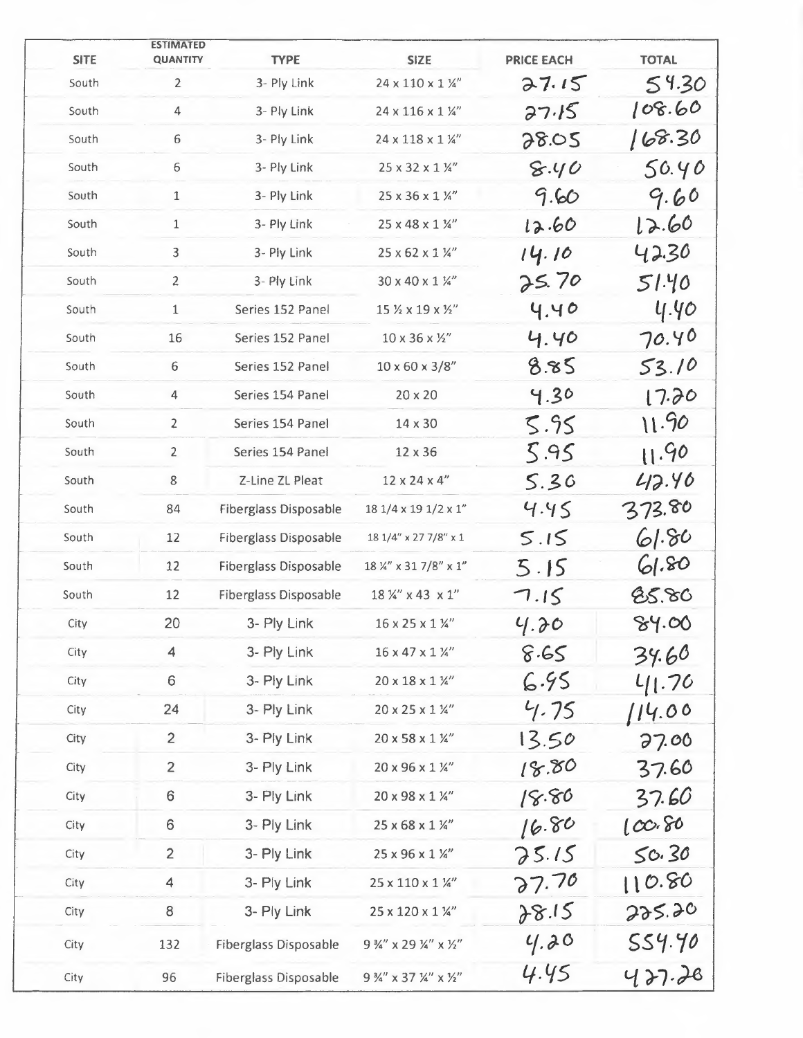| SITE | ESTIMATED QUANTITY | TYPE | SIZE | PRICE EACH | TOTAL |
|---|---|---|---|---|---|
| South | 2 | 3- Ply Link | 24 x 110 x 1 ¼" | 27.15 | 54.30 |
| South | 4 | 3- Ply Link | 24 x 116 x 1 ¼" | 27.15 | 108.60 |
| South | 6 | 3- Ply Link | 24 x 118 x 1 ¼" | 28.05 | 168.30 |
| South | 6 | 3- Ply Link | 25 x 32 x 1 ¼" | 8.40 | 50.40 |
| South | 1 | 3- Ply Link | 25 x 36 x 1 ¼" | 9.60 | 9.60 |
| South | 1 | 3- Ply Link | 25 x 48 x 1 ¼" | 12.60 | 12.60 |
| South | 3 | 3- Ply Link | 25 x 62 x 1 ¼" | 14.10 | 42.30 |
| South | 2 | 3- Ply Link | 30 x 40 x 1 ¼" | 25.70 | 51.40 |
| South | 1 | Series 152 Panel | 15 ½ x 19 x ½" | 4.40 | 4.40 |
| South | 16 | Series 152 Panel | 10 x 36 x ½" | 4.40 | 70.40 |
| South | 6 | Series 152 Panel | 10 x 60 x 3/8" | 8.85 | 53.10 |
| South | 4 | Series 154 Panel | 20 x 20 | 4.30 | 17.20 |
| South | 2 | Series 154 Panel | 14 x 30 | 5.95 | 11.90 |
| South | 2 | Series 154 Panel | 12 x 36 | 5.95 | 11.90 |
| South | 8 | Z-Line ZL Pleat | 12 x 24 x 4" | 5.30 | 42.40 |
| South | 84 | Fiberglass Disposable | 18 1/4 x 19 1/2 x 1" | 4.45 | 373.80 |
| South | 12 | Fiberglass Disposable | 18 1/4" x 27 7/8" x 1 | 5.15 | 61.80 |
| South | 12 | Fiberglass Disposable | 18 ¼" x 31 7/8" x 1" | 5.15 | 61.80 |
| South | 12 | Fiberglass Disposable | 18 ¼" x 43 x 1" | 7.15 | 85.80 |
| City | 20 | 3- Ply Link | 16 x 25 x 1 ¼" | 4.20 | 84.00 |
| City | 4 | 3- Ply Link | 16 x 47 x 1 ¼" | 8.65 | 34.60 |
| City | 6 | 3- Ply Link | 20 x 18 x 1 ¼" | 6.95 | 41.70 |
| City | 24 | 3- Ply Link | 20 x 25 x 1 ¼" | 4.75 | 114.00 |
| City | 2 | 3- Ply Link | 20 x 58 x 1 ¼" | 13.50 | 27.00 |
| City | 2 | 3- Ply Link | 20 x 96 x 1 ¼" | 18.80 | 37.60 |
| City | 6 | 3- Ply Link | 20 x 98 x 1 ¼" | 18.80 | 37.60 |
| City | 6 | 3- Ply Link | 25 x 68 x 1 ¼" | 16.80 | 100.80 |
| City | 2 | 3- Ply Link | 25 x 96 x 1 ¼" | 25.15 | 50.30 |
| City | 4 | 3- Ply Link | 25 x 110 x 1 ¼" | 27.70 | 110.80 |
| City | 8 | 3- Ply Link | 25 x 120 x 1 ¼" | 28.15 | 225.20 |
| City | 132 | Fiberglass Disposable | 9 ¾" x 29 ¼" x ½" | 4.20 | 554.40 |
| City | 96 | Fiberglass Disposable | 9 ¾" x 37 ¼" x ½" | 4.45 | 427.20 |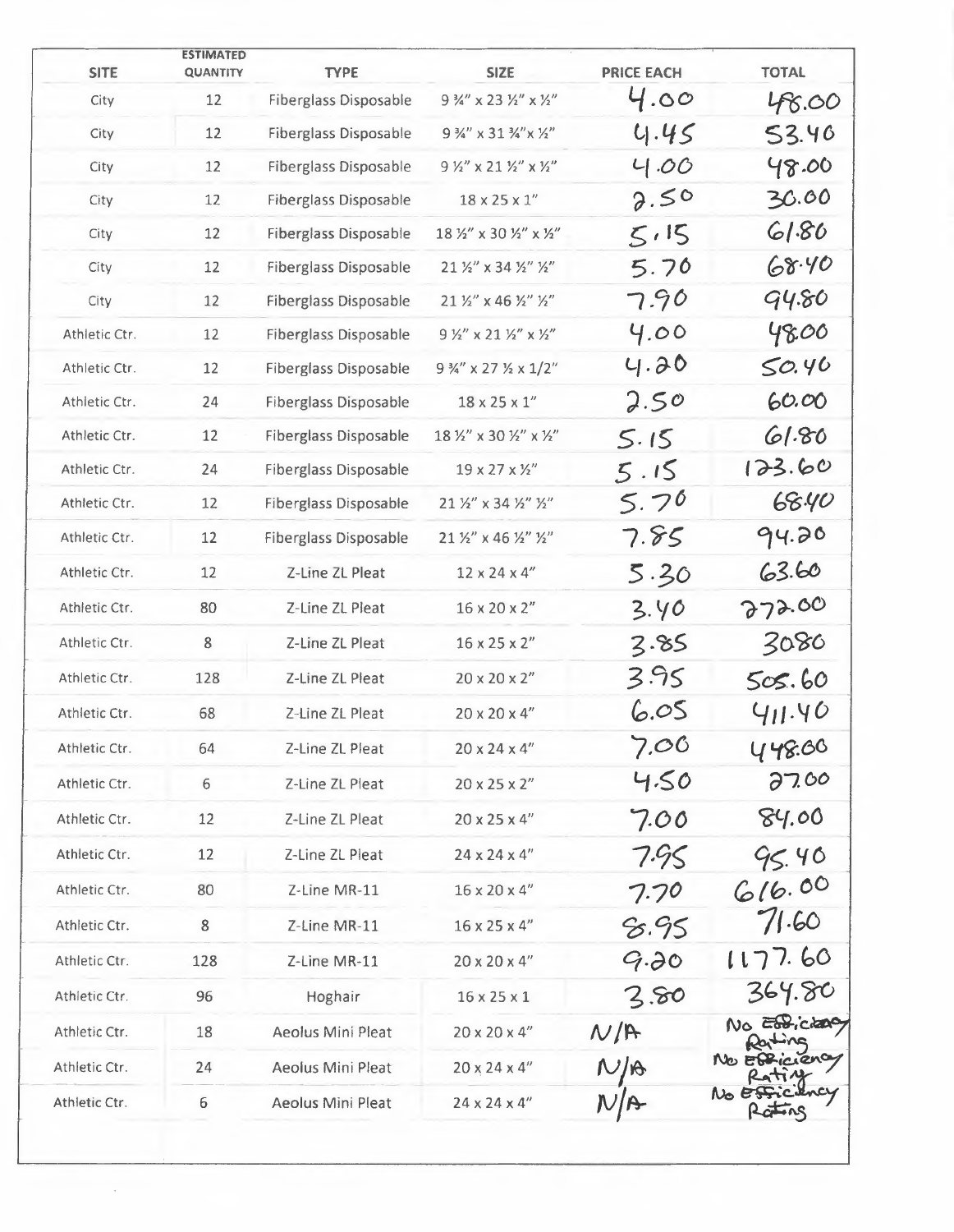| SITE | ESTIMATED QUANTITY | TYPE | SIZE | PRICE EACH | TOTAL |
|---|---|---|---|---|---|
| City | 12 | Fiberglass Disposable | 9 ¾" x 23 ½" x ½" | 4.00 | 48.00 |
| City | 12 | Fiberglass Disposable | 9 ¾" x 31 ¾"x ½" | 4.45 | 53.40 |
| City | 12 | Fiberglass Disposable | 9 ½" x 21 ½" x ½" | 4.00 | 48.00 |
| City | 12 | Fiberglass Disposable | 18 x 25 x 1" | 2.50 | 30.00 |
| City | 12 | Fiberglass Disposable | 18 ½" x 30 ½" x ½" | 5.15 | 61.80 |
| City | 12 | Fiberglass Disposable | 21 ½" x 34 ½" ½" | 5.70 | 68.40 |
| City | 12 | Fiberglass Disposable | 21 ½" x 46 ½" ½" | 7.90 | 94.80 |
| Athletic Ctr. | 12 | Fiberglass Disposable | 9 ½" x 21 ½" x ½" | 4.00 | 48.00 |
| Athletic Ctr. | 12 | Fiberglass Disposable | 9 ¾" x 27 ½ x 1/2" | 4.20 | 50.40 |
| Athletic Ctr. | 24 | Fiberglass Disposable | 18 x 25 x 1" | 2.50 | 60.00 |
| Athletic Ctr. | 12 | Fiberglass Disposable | 18 ½" x 30 ½" x ½" | 5.15 | 61.80 |
| Athletic Ctr. | 24 | Fiberglass Disposable | 19 x 27 x ½" | 5.15 | 123.60 |
| Athletic Ctr. | 12 | Fiberglass Disposable | 21 ½" x 34 ½" ½" | 5.70 | 68.40 |
| Athletic Ctr. | 12 | Fiberglass Disposable | 21 ½" x 46 ½" ½" | 7.85 | 94.20 |
| Athletic Ctr. | 12 | Z-Line ZL Pleat | 12 x 24 x 4" | 5.30 | 63.60 |
| Athletic Ctr. | 80 | Z-Line ZL Pleat | 16 x 20 x 2" | 3.40 | 272.00 |
| Athletic Ctr. | 8 | Z-Line ZL Pleat | 16 x 25 x 2" | 3.85 | 30.80 |
| Athletic Ctr. | 128 | Z-Line ZL Pleat | 20 x 20 x 2" | 3.95 | 505.60 |
| Athletic Ctr. | 68 | Z-Line ZL Pleat | 20 x 20 x 4" | 6.05 | 411.40 |
| Athletic Ctr. | 64 | Z-Line ZL Pleat | 20 x 24 x 4" | 7.00 | 448.00 |
| Athletic Ctr. | 6 | Z-Line ZL Pleat | 20 x 25 x 2" | 4.50 | 27.00 |
| Athletic Ctr. | 12 | Z-Line ZL Pleat | 20 x 25 x 4" | 7.00 | 84.00 |
| Athletic Ctr. | 12 | Z-Line ZL Pleat | 24 x 24 x 4" | 7.95 | 95.40 |
| Athletic Ctr. | 80 | Z-Line MR-11 | 16 x 20 x 4" | 7.70 | 616.00 |
| Athletic Ctr. | 8 | Z-Line MR-11 | 16 x 25 x 4" | 8.95 | 71.60 |
| Athletic Ctr. | 128 | Z-Line MR-11 | 20 x 20 x 4" | 9.20 | 1177.60 |
| Athletic Ctr. | 96 | Hoghair | 16 x 25 x 1 | 3.80 | 364.80 |
| Athletic Ctr. | 18 | Aeolus Mini Pleat | 20 x 20 x 4" | N/A | No Efficiency Rating |
| Athletic Ctr. | 24 | Aeolus Mini Pleat | 20 x 24 x 4" | N/A | No Efficiency Rating |
| Athletic Ctr. | 6 | Aeolus Mini Pleat | 24 x 24 x 4" | N/A | No Efficiency Rating |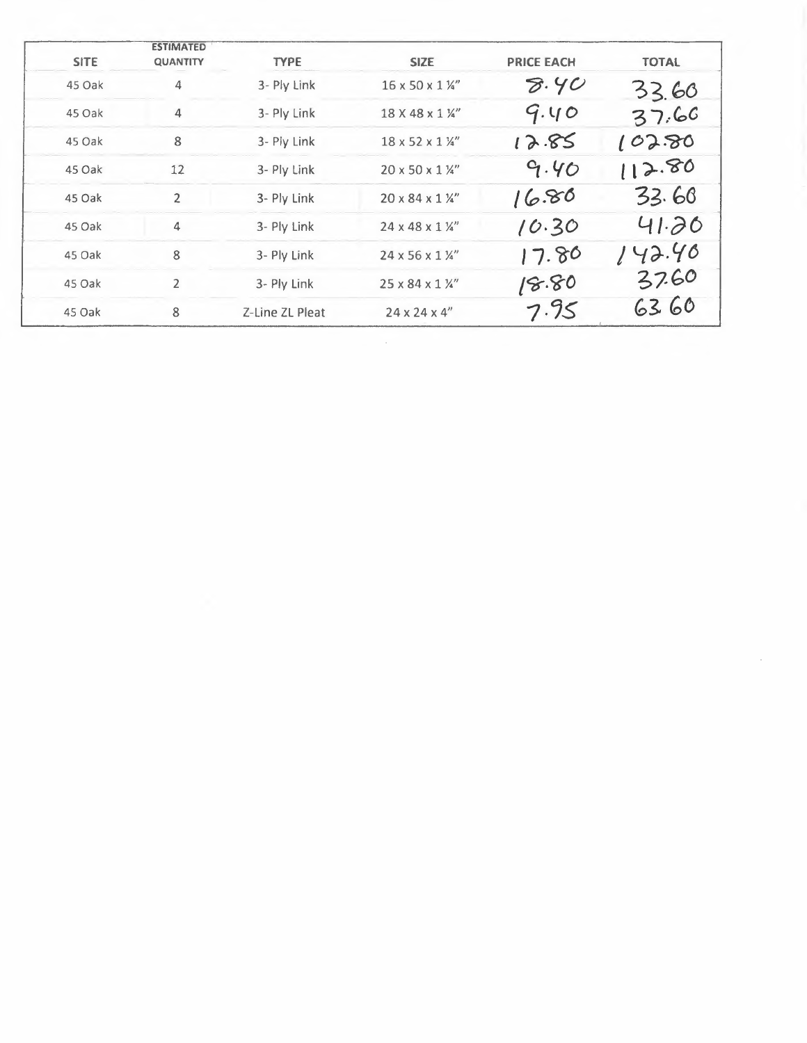| SITE | ESTIMATED QUANTITY | TYPE | SIZE | PRICE EACH | TOTAL |
| --- | --- | --- | --- | --- | --- |
| 45 Oak | 4 | 3- Ply Link | 16 x 50 x 1 ¼" | 8.40 | 33.60 |
| 45 Oak | 4 | 3- Ply Link | 18 X 48 x 1 ¼" | 9.40 | 37.60 |
| 45 Oak | 8 | 3- Ply Link | 18 x 52 x 1 ¼" | 12.85 | 102.80 |
| 45 Oak | 12 | 3- Ply Link | 20 x 50 x 1 ¼" | 9.40 | 112.80 |
| 45 Oak | 2 | 3- Ply Link | 20 x 84 x 1 ¼" | 16.80 | 33.60 |
| 45 Oak | 4 | 3- Ply Link | 24 x 48 x 1 ¼" | 10.30 | 41.20 |
| 45 Oak | 8 | 3- Ply Link | 24 x 56 x 1 ¼" | 17.80 | 142.40 |
| 45 Oak | 2 | 3- Ply Link | 25 x 84 x 1 ¼" | 18.80 | 37.60 |
| 45 Oak | 8 | Z-Line ZL Pleat | 24 x 24 x 4" | 7.95 | 63.60 |